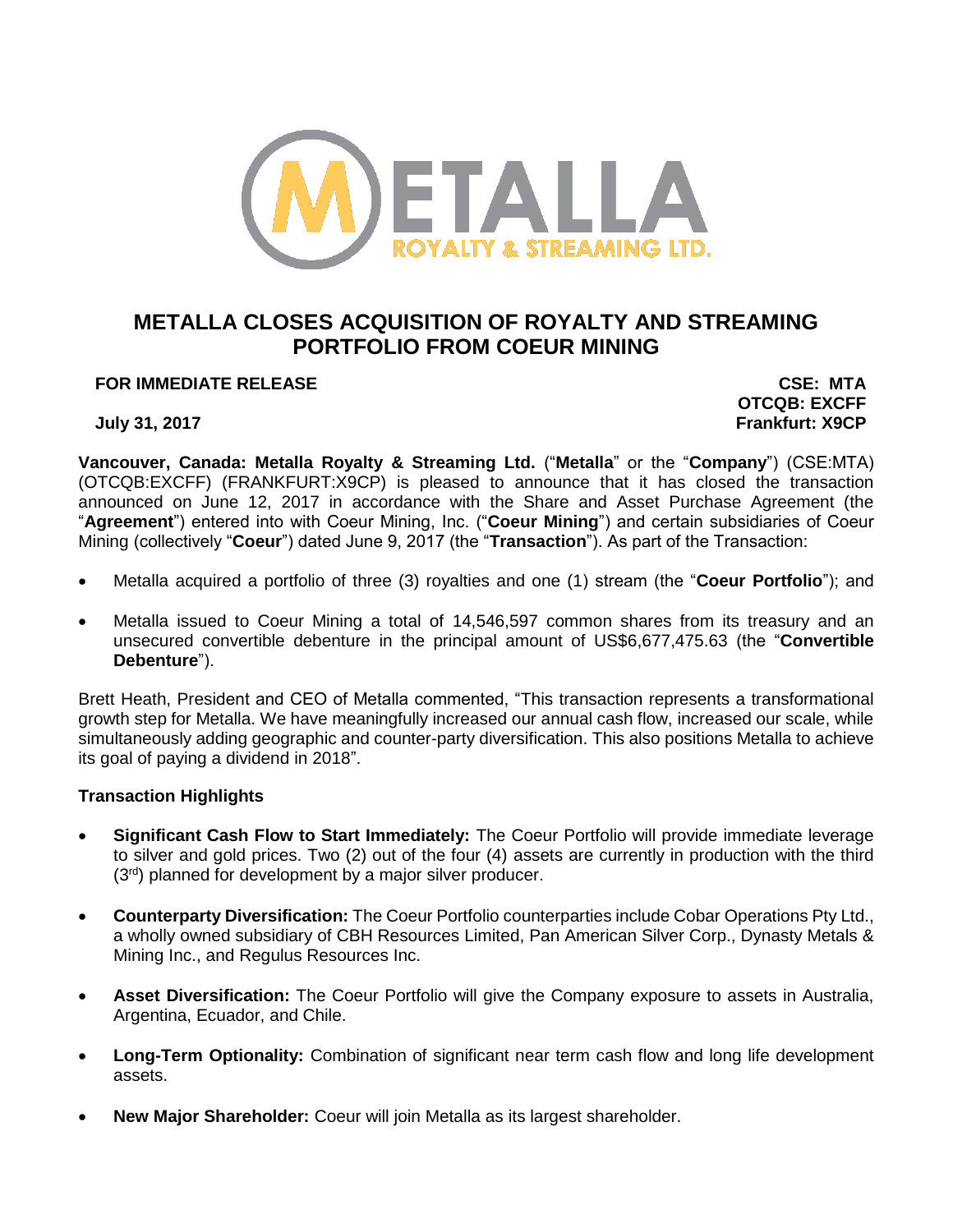# METALLA CLOSES ACQUISITION OF ROYALTY AND STREAMING PORTFOLIO FROM COEUR MINING

**FOR IMMEDIATE RELEASE**

**CSE: MTA**
**OTCQB: EXCFF**
**Frankfurt: X9CP**

**July 31, 2017**

**Vancouver, Canada: Metalla Royalty & Streaming Ltd.** ("**Metalla**" or the "**Company**") (CSE:MTA) (OTCQB:EXCFF) (FRANKFURT:X9CP) is pleased to announce that it has closed the transaction announced on June 12, 2017 in accordance with the Share and Asset Purchase Agreement (the "**Agreement**") entered into with Coeur Mining, Inc. ("**Coeur Mining**") and certain subsidiaries of Coeur Mining (collectively "**Coeur**") dated June 9, 2017 (the "**Transaction**"). As part of the Transaction:

- Metalla acquired a portfolio of three (3) royalties and one (1) stream (the "**Coeur Portfolio**"); and
- Metalla issued to Coeur Mining a total of 14,546,597 common shares from its treasury and an unsecured convertible debenture in the principal amount of US$6,677,475.63 (the "**Convertible Debenture**").

Brett Heath, President and CEO of Metalla commented, "This transaction represents a transformational growth step for Metalla. We have meaningfully increased our annual cash flow, increased our scale, while simultaneously adding geographic and counter-party diversification. This also positions Metalla to achieve its goal of paying a dividend in 2018".

## Transaction Highlights

- **Significant Cash Flow to Start Immediately:** The Coeur Portfolio will provide immediate leverage to silver and gold prices. Two (2) out of the four (4) assets are currently in production with the third (3rd) planned for development by a major silver producer.
- **Counterparty Diversification:** The Coeur Portfolio counterparties include Cobar Operations Pty Ltd., a wholly owned subsidiary of CBH Resources Limited, Pan American Silver Corp., Dynasty Metals & Mining Inc., and Regulus Resources Inc.
- **Asset Diversification:** The Coeur Portfolio will give the Company exposure to assets in Australia, Argentina, Ecuador, and Chile.
- **Long-Term Optionality:** Combination of significant near term cash flow and long life development assets.
- **New Major Shareholder:** Coeur will join Metalla as its largest shareholder.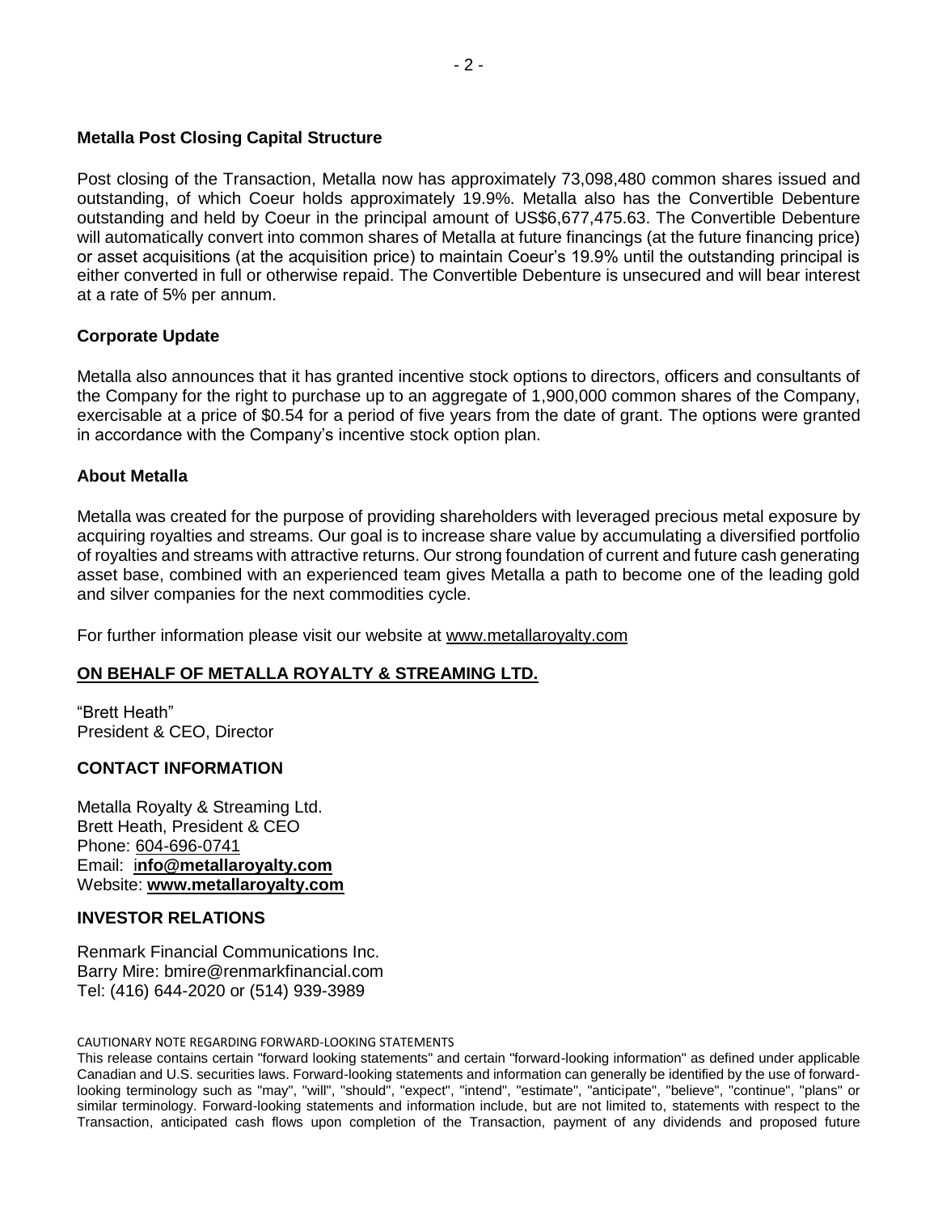**Metalla Post Closing Capital Structure**

Post closing of the Transaction, Metalla now has approximately 73,098,480 common shares issued and outstanding, of which Coeur holds approximately 19.9%. Metalla also has the Convertible Debenture outstanding and held by Coeur in the principal amount of US$6,677,475.63. The Convertible Debenture will automatically convert into common shares of Metalla at future financings (at the future financing price) or asset acquisitions (at the acquisition price) to maintain Coeur's 19.9% until the outstanding principal is either converted in full or otherwise repaid. The Convertible Debenture is unsecured and will bear interest at a rate of 5% per annum.

**Corporate Update**

Metalla also announces that it has granted incentive stock options to directors, officers and consultants of the Company for the right to purchase up to an aggregate of 1,900,000 common shares of the Company, exercisable at a price of $0.54 for a period of five years from the date of grant. The options were granted in accordance with the Company's incentive stock option plan.

**About Metalla**

Metalla was created for the purpose of providing shareholders with leveraged precious metal exposure by acquiring royalties and streams. Our goal is to increase share value by accumulating a diversified portfolio of royalties and streams with attractive returns. Our strong foundation of current and future cash generating asset base, combined with an experienced team gives Metalla a path to become one of the leading gold and silver companies for the next commodities cycle.

For further information please visit our website at www.metallaroyalty.com

**ON BEHALF OF METALLA ROYALTY & STREAMING LTD.**

"Brett Heath"
President & CEO, Director

**CONTACT INFORMATION**

Metalla Royalty & Streaming Ltd.
Brett Heath, President & CEO
Phone: 604-696-0741
Email: **info@metallaroyalty.com**
Website: **www.metallaroyalty.com**

**INVESTOR RELATIONS**

Renmark Financial Communications Inc.
Barry Mire: bmire@renmarkfinancial.com
Tel: (416) 644-2020 or (514) 939-3989

CAUTIONARY NOTE REGARDING FORWARD-LOOKING STATEMENTS

This release contains certain "forward looking statements" and certain "forward-looking information" as defined under applicable Canadian and U.S. securities laws. Forward-looking statements and information can generally be identified by the use of forward-looking terminology such as "may", "will", "should", "expect", "intend", "estimate", "anticipate", "believe", "continue", "plans" or similar terminology. Forward-looking statements and information include, but are not limited to, statements with respect to the Transaction, anticipated cash flows upon completion of the Transaction, payment of any dividends and proposed future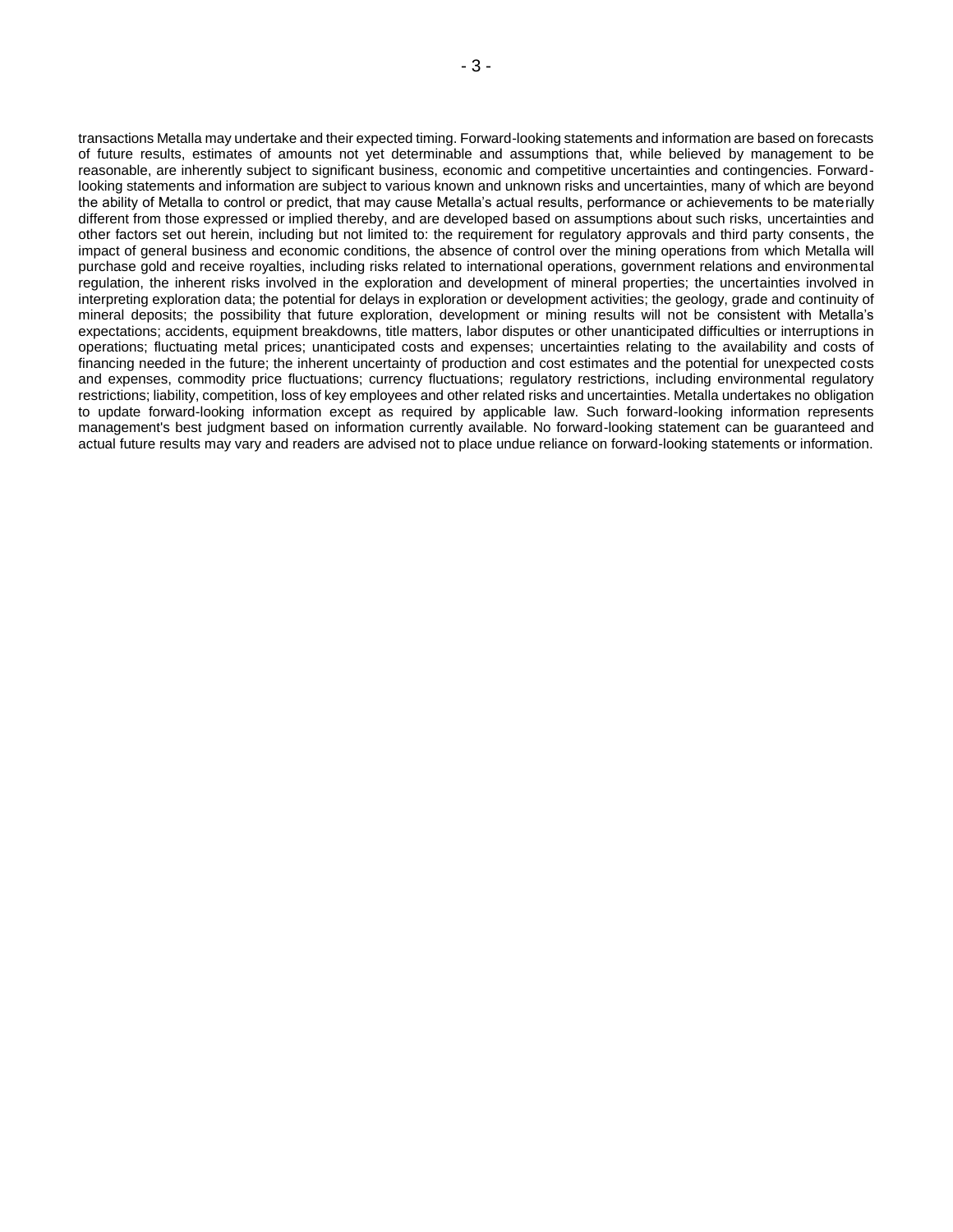transactions Metalla may undertake and their expected timing. Forward-looking statements and information are based on forecasts of future results, estimates of amounts not yet determinable and assumptions that, while believed by management to be reasonable, are inherently subject to significant business, economic and competitive uncertainties and contingencies. Forward-looking statements and information are subject to various known and unknown risks and uncertainties, many of which are beyond the ability of Metalla to control or predict, that may cause Metalla's actual results, performance or achievements to be materially different from those expressed or implied thereby, and are developed based on assumptions about such risks, uncertainties and other factors set out herein, including but not limited to: the requirement for regulatory approvals and third party consents, the impact of general business and economic conditions, the absence of control over the mining operations from which Metalla will purchase gold and receive royalties, including risks related to international operations, government relations and environmental regulation, the inherent risks involved in the exploration and development of mineral properties; the uncertainties involved in interpreting exploration data; the potential for delays in exploration or development activities; the geology, grade and continuity of mineral deposits; the possibility that future exploration, development or mining results will not be consistent with Metalla's expectations; accidents, equipment breakdowns, title matters, labor disputes or other unanticipated difficulties or interruptions in operations; fluctuating metal prices; unanticipated costs and expenses; uncertainties relating to the availability and costs of financing needed in the future; the inherent uncertainty of production and cost estimates and the potential for unexpected costs and expenses, commodity price fluctuations; currency fluctuations; regulatory restrictions, including environmental regulatory restrictions; liability, competition, loss of key employees and other related risks and uncertainties. Metalla undertakes no obligation to update forward-looking information except as required by applicable law. Such forward-looking information represents management's best judgment based on information currently available. No forward-looking statement can be guaranteed and actual future results may vary and readers are advised not to place undue reliance on forward-looking statements or information.